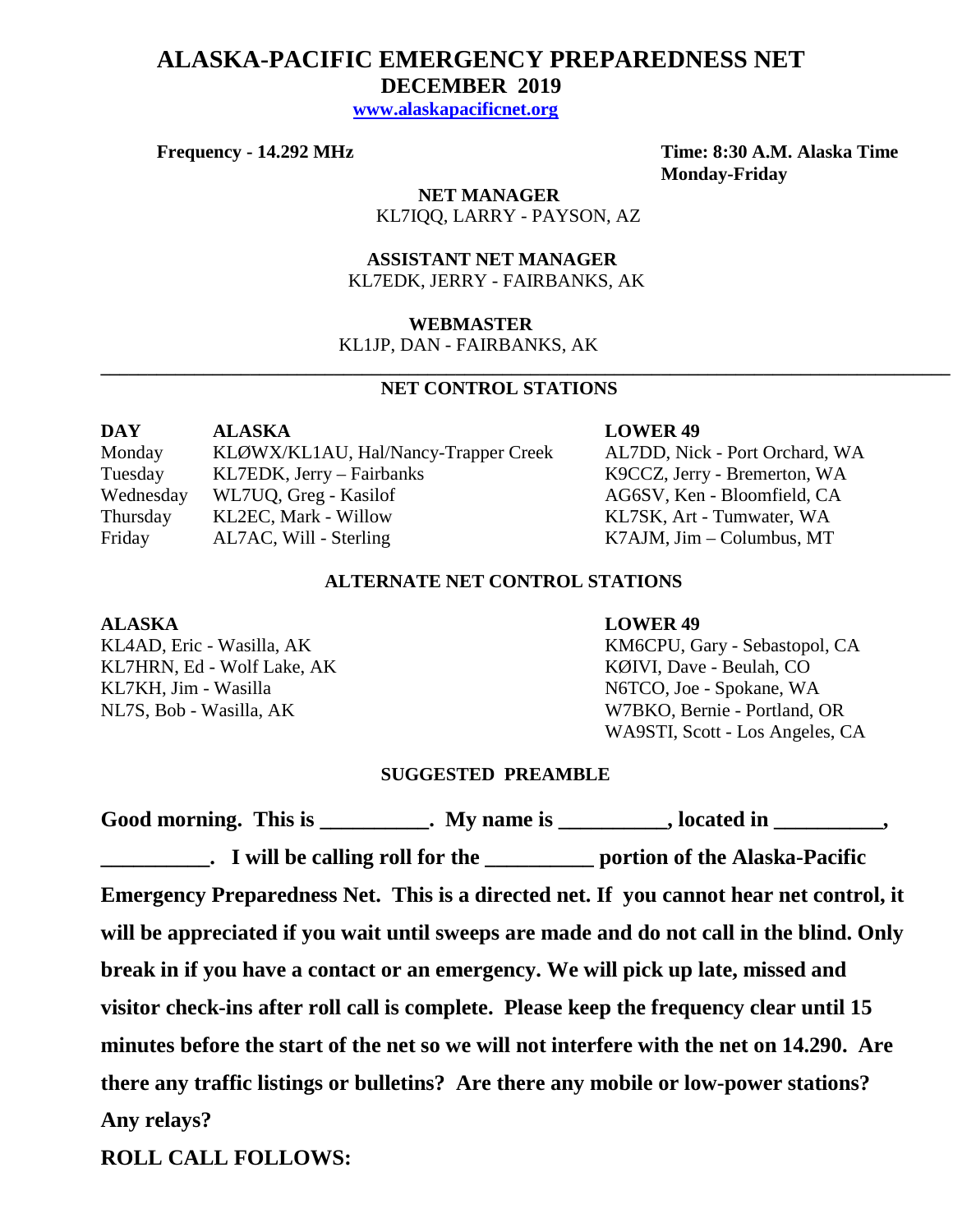# ALASKA-PACIFIC EMERGENCY PREPAREDNESS NET

## DECEMBER 2019

[www.alaskapacificnet.org](http://www.alaskapacificnet.org)

**Frequency - 14.292 MHz**

**Time: 8:30 A.M. Alaska Time Monday-Friday**

**NET MANAGER**
KL7IQQ, LARRY - PAYSON, AZ

**ASSISTANT NET MANAGER**
KL7EDK, JERRY - FAIRBANKS, AK

**WEBMASTER**
KL1JP, DAN - FAIRBANKS, AK

---

### NET CONTROL STATIONS

| DAY | ALASKA | LOWER 49 |
|---|---|---|
| Monday | KLØWX/KL1AU, Hal/Nancy-Trapper Creek | AL7DD, Nick - Port Orchard, WA |
| Tuesday | KL7EDK, Jerry – Fairbanks | K9CCZ, Jerry - Bremerton, WA |
| Wednesday | WL7UQ, Greg - Kasilof | AG6SV, Ken - Bloomfield, CA |
| Thursday | KL2EC, Mark - Willow | KL7SK, Art - Tumwater, WA |
| Friday | AL7AC, Will - Sterling | K7AJM, Jim – Columbus, MT |

### ALTERNATE NET CONTROL STATIONS

| ALASKA | LOWER 49 |
|---|---|
| KL4AD, Eric - Wasilla, AK | KM6CPU, Gary - Sebastopol, CA |
| KL7HRN, Ed - Wolf Lake, AK | KØIVI, Dave - Beulah, CO |
| KL7KH, Jim - Wasilla | N6TCO, Joe - Spokane, WA |
| NL7S, Bob - Wasilla, AK | W7BKO, Bernie - Portland, OR |
| | WA9STI, Scott - Los Angeles, CA |

### SUGGESTED PREAMBLE

**Good morning. This is __________. My name is __________, located in __________, __________. I will be calling roll for the __________ portion of the Alaska-Pacific Emergency Preparedness Net. This is a directed net. If you cannot hear net control, it will be appreciated if you wait until sweeps are made and do not call in the blind. Only break in if you have a contact or an emergency. We will pick up late, missed and visitor check-ins after roll call is complete. Please keep the frequency clear until 15 minutes before the start of the net so we will not interfere with the net on 14.290. Are there any traffic listings or bulletins? Are there any mobile or low-power stations? Any relays?**

**ROLL CALL FOLLOWS:**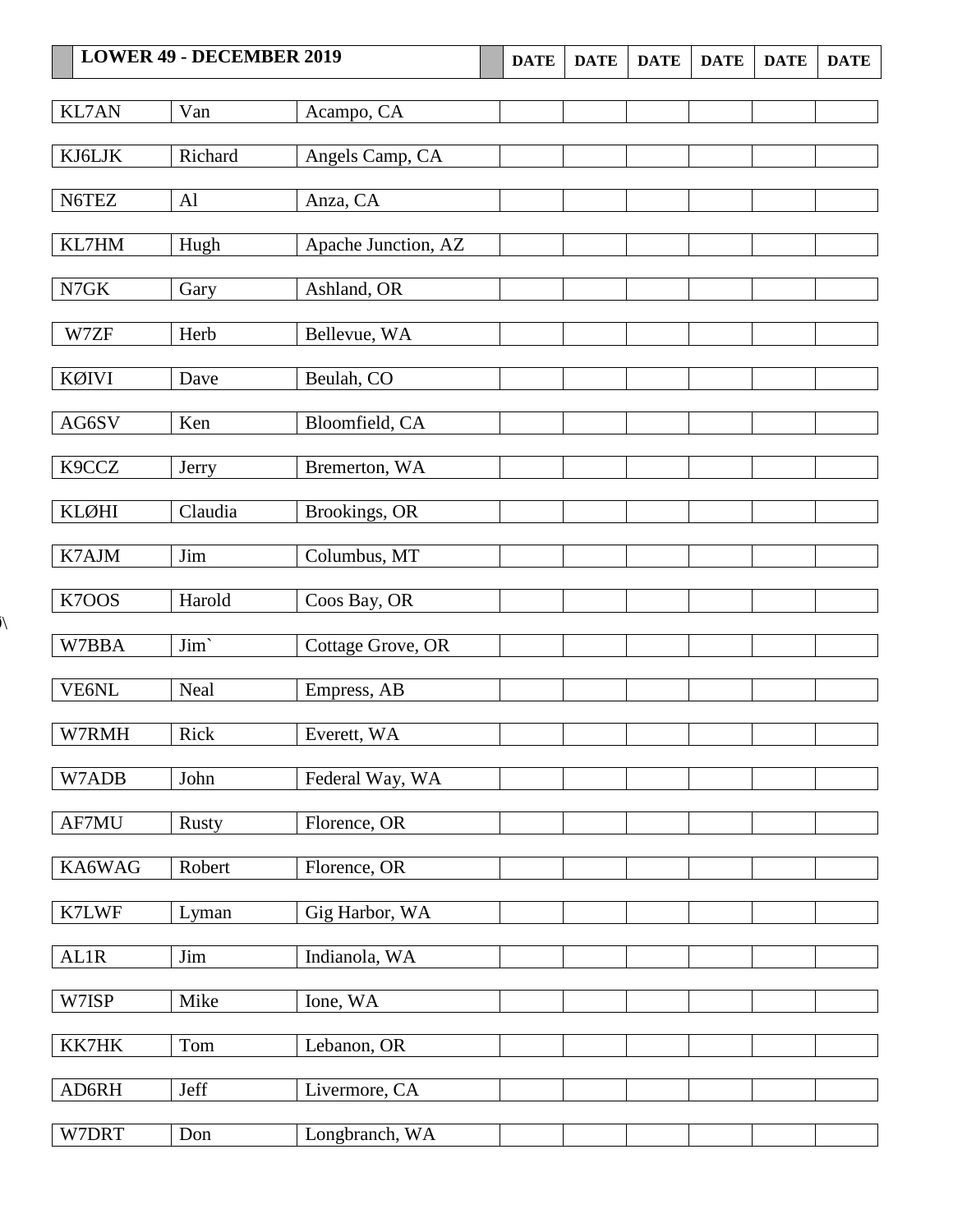| LOWER 49 - DECEMBER 2019 | | | DATE | DATE | DATE | DATE | DATE | DATE |
|---|---|---|---|---|---|---|---|---|
| KL7AN | Van | Acampo, CA | | | | | | |
| KJ6LJK | Richard | Angels Camp, CA | | | | | | |
| N6TEZ | Al | Anza, CA | | | | | | |
| KL7HM | Hugh | Apache Junction, AZ | | | | | | |
| N7GK | Gary | Ashland, OR | | | | | | |
| W7ZF | Herb | Bellevue, WA | | | | | | |
| KØIVI | Dave | Beulah, CO | | | | | | |
| AG6SV | Ken | Bloomfield, CA | | | | | | |
| K9CCZ | Jerry | Bremerton, WA | | | | | | |
| KLØHI | Claudia | Brookings, OR | | | | | | |
| K7AJM | Jim | Columbus, MT | | | | | | |
| K7OOS | Harold | Coos Bay, OR | | | | | | |
| W7BBA | Jim` | Cottage Grove, OR | | | | | | |
| VE6NL | Neal | Empress, AB | | | | | | |
| W7RMH | Rick | Everett, WA | | | | | | |
| W7ADB | John | Federal Way, WA | | | | | | |
| AF7MU | Rusty | Florence, OR | | | | | | |
| KA6WAG | Robert | Florence, OR | | | | | | |
| K7LWF | Lyman | Gig Harbor, WA | | | | | | |
| AL1R | Jim | Indianola, WA | | | | | | |
| W7ISP | Mike | Ione, WA | | | | | | |
| KK7HK | Tom | Lebanon, OR | | | | | | |
| AD6RH | Jeff | Livermore, CA | | | | | | |
| W7DRT | Don | Longbranch, WA | | | | | | |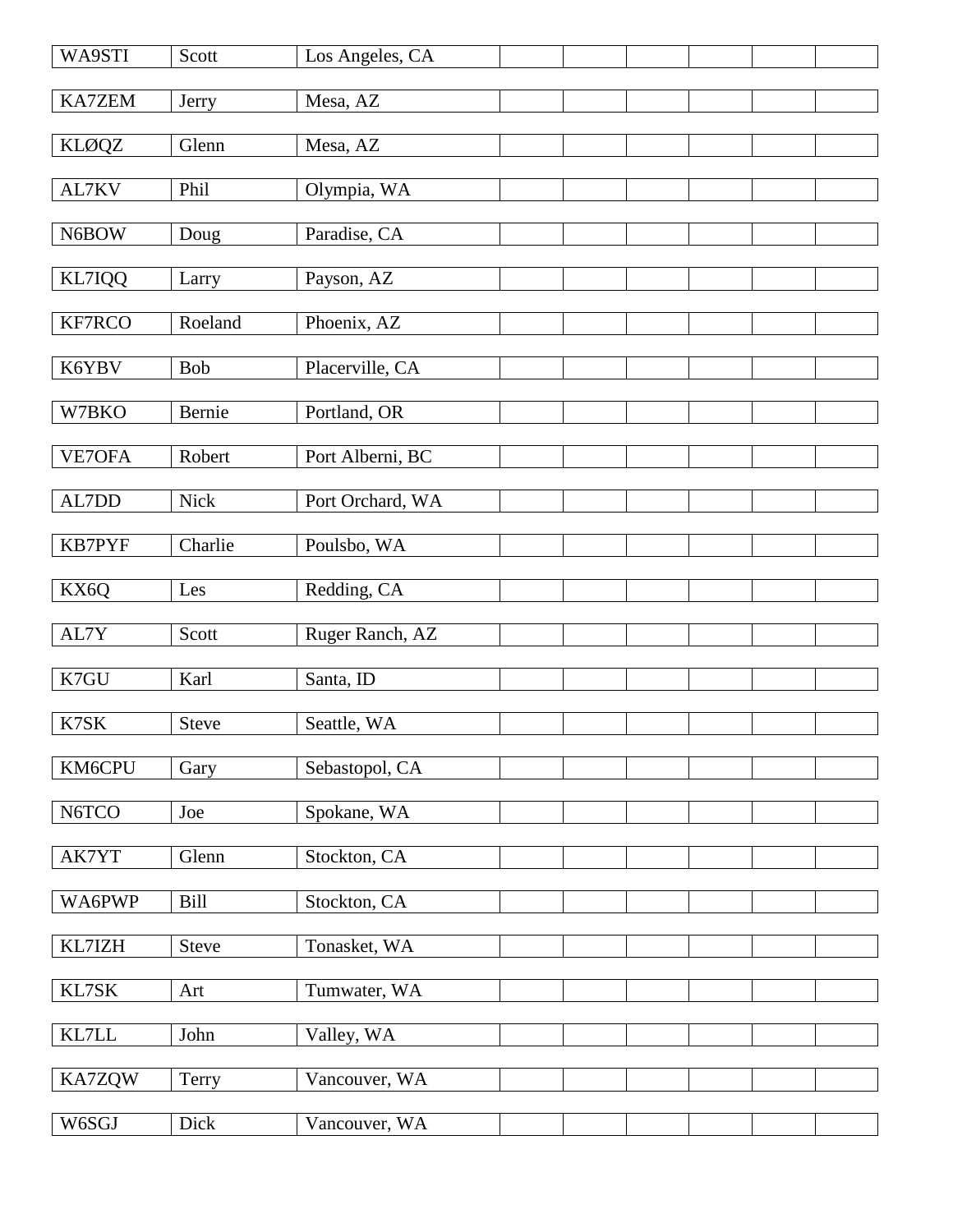| | | | | | | | |
|---|---|---|---|---|---|---|---|
| WA9STI | Scott | Los Angeles, CA | | | | | |
| KA7ZEM | Jerry | Mesa, AZ | | | | | |
| KLØQZ | Glenn | Mesa, AZ | | | | | |
| AL7KV | Phil | Olympia, WA | | | | | |
| N6BOW | Doug | Paradise, CA | | | | | |
| KL7IQQ | Larry | Payson, AZ | | | | | |
| KF7RCO | Roeland | Phoenix, AZ | | | | | |
| K6YBV | Bob | Placerville, CA | | | | | |
| W7BKO | Bernie | Portland, OR | | | | | |
| VE7OFA | Robert | Port Alberni, BC | | | | | |
| AL7DD | Nick | Port Orchard, WA | | | | | |
| KB7PYF | Charlie | Poulsbo, WA | | | | | |
| KX6Q | Les | Redding, CA | | | | | |
| AL7Y | Scott | Ruger Ranch, AZ | | | | | |
| K7GU | Karl | Santa, ID | | | | | |
| K7SK | Steve | Seattle, WA | | | | | |
| KM6CPU | Gary | Sebastopol, CA | | | | | |
| N6TCO | Joe | Spokane, WA | | | | | |
| AK7YT | Glenn | Stockton, CA | | | | | |
| WA6PWP | Bill | Stockton, CA | | | | | |
| KL7IZH | Steve | Tonasket, WA | | | | | |
| KL7SK | Art | Tumwater, WA | | | | | |
| KL7LL | John | Valley, WA | | | | | |
| KA7ZQW | Terry | Vancouver, WA | | | | | |
| W6SGJ | Dick | Vancouver, WA | | | | | |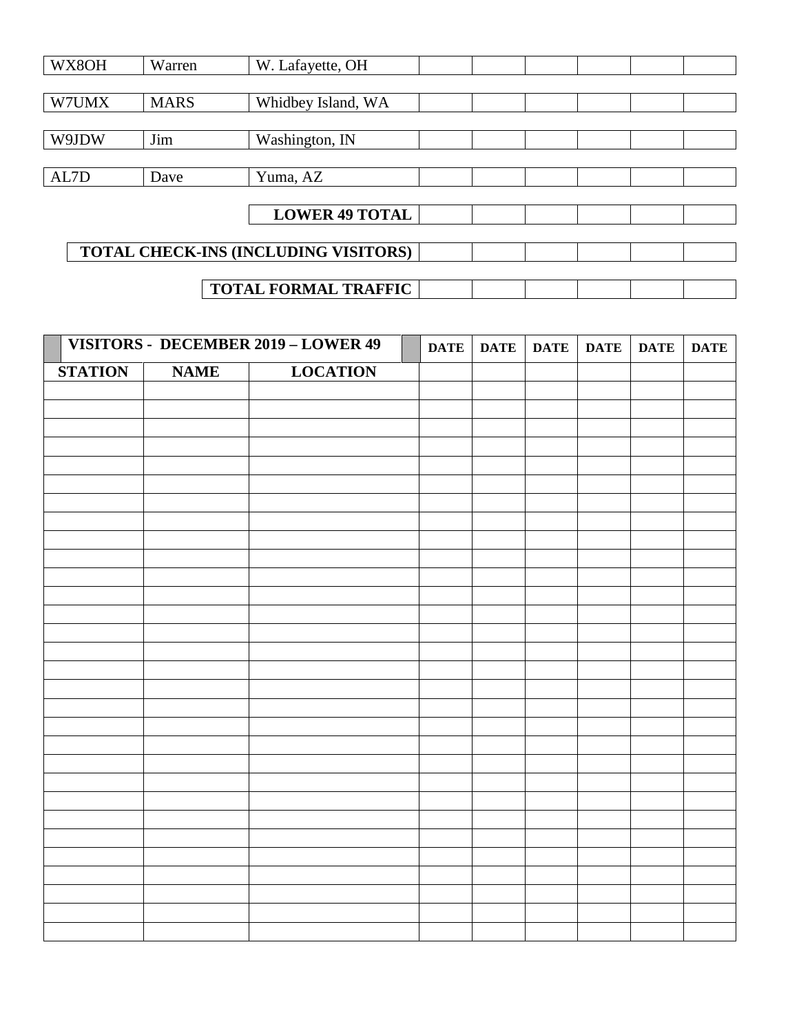| | | | | | | | | |
|---|---|---|---|---|---|---|---|---|
| WX8OH | Warren | W. Lafayette, OH | | | | | | |
| W7UMX | MARS | Whidbey Island, WA | | | | | | |
| W9JDW | Jim | Washington, IN | | | | | | |
| AL7D | Dave | Yuma, AZ | | | | | | |

| | | | | | | |
|---|---|---|---|---|---|---|
| **LOWER 49 TOTAL** | | | | | | |
| **TOTAL CHECK-INS (INCLUDING VISITORS)** | | | | | | |
| **TOTAL FORMAL TRAFFIC** | | | | | | |

| **VISITORS - DECEMBER 2019 – LOWER 49** | | | **DATE** | **DATE** | **DATE** | **DATE** | **DATE** | **DATE** |
|---|---|---|---|---|---|---|---|---|
| **STATION** | **NAME** | **LOCATION** | | | | | | |
| | | | | | | | | |
| | | | | | | | | |
| | | | | | | | | |
| | | | | | | | | |
| | | | | | | | | |
| | | | | | | | | |
| | | | | | | | | |
| | | | | | | | | |
| | | | | | | | | |
| | | | | | | | | |
| | | | | | | | | |
| | | | | | | | | |
| | | | | | | | | |
| | | | | | | | | |
| | | | | | | | | |
| | | | | | | | | |
| | | | | | | | | |
| | | | | | | | | |
| | | | | | | | | |
| | | | | | | | | |
| | | | | | | | | |
| | | | | | | | | |
| | | | | | | | | |
| | | | | | | | | |
| | | | | | | | | |
| | | | | | | | | |
| | | | | | | | | |
| | | | | | | | | |
| | | | | | | | | |
| | | | | | | | | |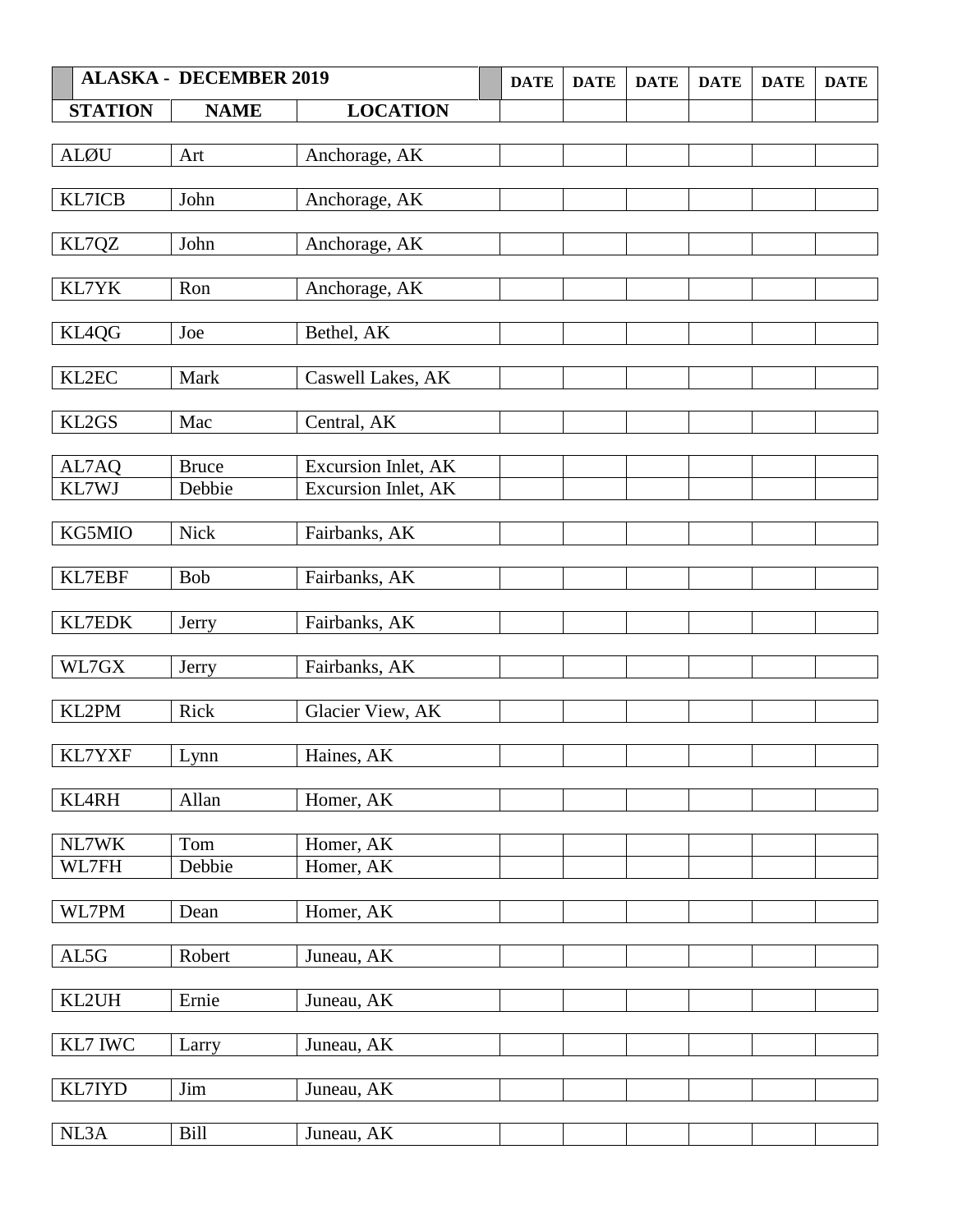| ALASKA - DECEMBER 2019 | | | DATE | DATE | DATE | DATE | DATE | DATE |
|---|---|---|---|---|---|---|---|---|
| **STATION** | **NAME** | **LOCATION** | | | | | | |
| ALØU | Art | Anchorage, AK | | | | | | |
| KL7ICB | John | Anchorage, AK | | | | | | |
| KL7QZ | John | Anchorage, AK | | | | | | |
| KL7YK | Ron | Anchorage, AK | | | | | | |
| KL4QG | Joe | Bethel, AK | | | | | | |
| KL2EC | Mark | Caswell Lakes, AK | | | | | | |
| KL2GS | Mac | Central, AK | | | | | | |
| AL7AQ | Bruce | Excursion Inlet, AK | | | | | | |
| KL7WJ | Debbie | Excursion Inlet, AK | | | | | | |
| KG5MIO | Nick | Fairbanks, AK | | | | | | |
| KL7EBF | Bob | Fairbanks, AK | | | | | | |
| KL7EDK | Jerry | Fairbanks, AK | | | | | | |
| WL7GX | Jerry | Fairbanks, AK | | | | | | |
| KL2PM | Rick | Glacier View, AK | | | | | | |
| KL7YXF | Lynn | Haines, AK | | | | | | |
| KL4RH | Allan | Homer, AK | | | | | | |
| NL7WK | Tom | Homer, AK | | | | | | |
| WL7FH | Debbie | Homer, AK | | | | | | |
| WL7PM | Dean | Homer, AK | | | | | | |
| AL5G | Robert | Juneau, AK | | | | | | |
| KL2UH | Ernie | Juneau, AK | | | | | | |
| KL7 IWC | Larry | Juneau, AK | | | | | | |
| KL7IYD | Jim | Juneau, AK | | | | | | |
| NL3A | Bill | Juneau, AK | | | | | | |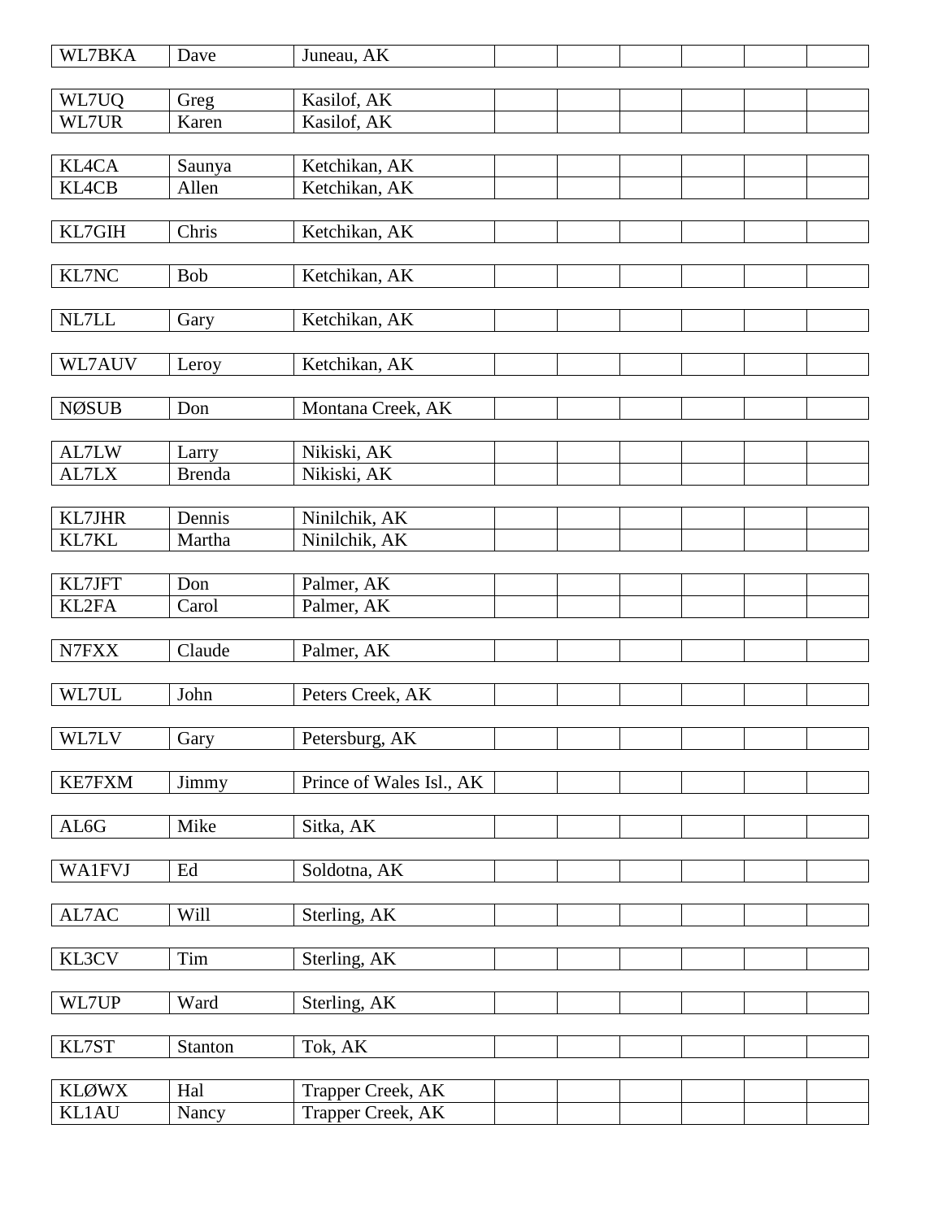| WL7BKA | Dave | Juneau, AK | | | | | | |
|---|---|---|---|---|---|---|---|---|
| | | | | | | | | |
| WL7UQ | Greg | Kasilof, AK | | | | | | |
| WL7UR | Karen | Kasilof, AK | | | | | | |
| | | | | | | | | |
| KL4CA | Saunya | Ketchikan, AK | | | | | | |
| KL4CB | Allen | Ketchikan, AK | | | | | | |
| | | | | | | | | |
| KL7GIH | Chris | Ketchikan, AK | | | | | | |
| | | | | | | | | |
| KL7NC | Bob | Ketchikan, AK | | | | | | |
| | | | | | | | | |
| NL7LL | Gary | Ketchikan, AK | | | | | | |
| | | | | | | | | |
| WL7AUV | Leroy | Ketchikan, AK | | | | | | |
| | | | | | | | | |
| NØSUB | Don | Montana Creek, AK | | | | | | |
| | | | | | | | | |
| AL7LW | Larry | Nikiski, AK | | | | | | |
| AL7LX | Brenda | Nikiski, AK | | | | | | |
| | | | | | | | | |
| KL7JHR | Dennis | Ninilchik, AK | | | | | | |
| KL7KL | Martha | Ninilchik, AK | | | | | | |
| | | | | | | | | |
| KL7JFT | Don | Palmer, AK | | | | | | |
| KL2FA | Carol | Palmer, AK | | | | | | |
| | | | | | | | | |
| N7FXX | Claude | Palmer, AK | | | | | | |
| | | | | | | | | |
| WL7UL | John | Peters Creek, AK | | | | | | |
| | | | | | | | | |
| WL7LV | Gary | Petersburg, AK | | | | | | |
| | | | | | | | | |
| KE7FXM | Jimmy | Prince of Wales Isl., AK | | | | | | |
| | | | | | | | | |
| AL6G | Mike | Sitka, AK | | | | | | |
| | | | | | | | | |
| WA1FVJ | Ed | Soldotna, AK | | | | | | |
| | | | | | | | | |
| AL7AC | Will | Sterling, AK | | | | | | |
| | | | | | | | | |
| KL3CV | Tim | Sterling, AK | | | | | | |
| | | | | | | | | |
| WL7UP | Ward | Sterling, AK | | | | | | |
| | | | | | | | | |
| KL7ST | Stanton | Tok, AK | | | | | | |
| | | | | | | | | |
| KLØWX | Hal | Trapper Creek, AK | | | | | | |
| KL1AU | Nancy | Trapper Creek, AK | | | | | | |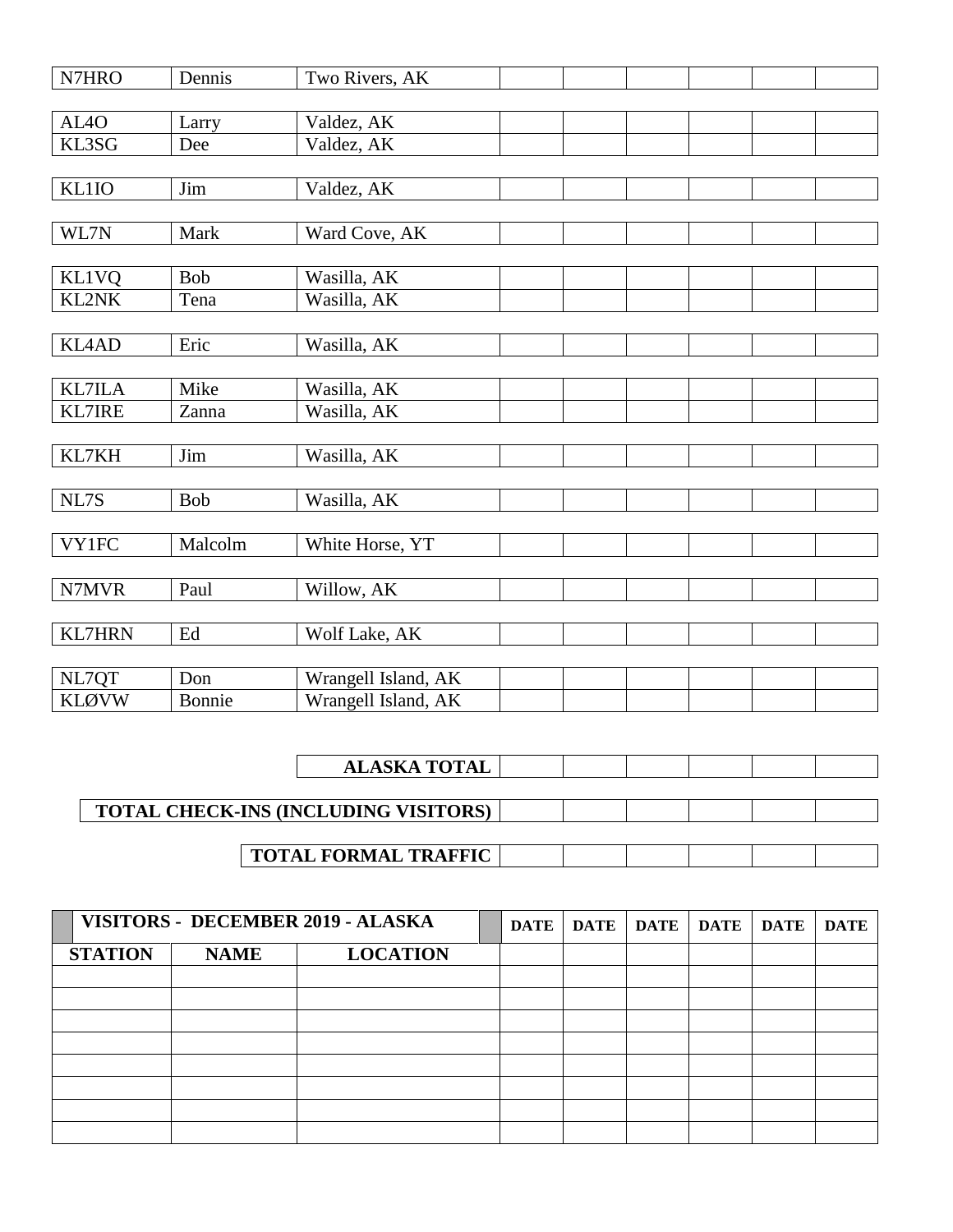| | | | | | | | | |
|---|---|---|---|---|---|---|---|---|
| N7HRO | Dennis | Two Rivers, AK | | | | | | |
| AL4O | Larry | Valdez, AK | | | | | | |
| KL3SG | Dee | Valdez, AK | | | | | | |
| KL1IO | Jim | Valdez, AK | | | | | | |
| WL7N | Mark | Ward Cove, AK | | | | | | |
| KL1VQ | Bob | Wasilla, AK | | | | | | |
| KL2NK | Tena | Wasilla, AK | | | | | | |
| KL4AD | Eric | Wasilla, AK | | | | | | |
| KL7ILA | Mike | Wasilla, AK | | | | | | |
| KL7IRE | Zanna | Wasilla, AK | | | | | | |
| KL7KH | Jim | Wasilla, AK | | | | | | |
| NL7S | Bob | Wasilla, AK | | | | | | |
| VY1FC | Malcolm | White Horse, YT | | | | | | |
| N7MVR | Paul | Willow, AK | | | | | | |
| KL7HRN | Ed | Wolf Lake, AK | | | | | | |
| NL7QT | Don | Wrangell Island, AK | | | | | | |
| KLØVW | Bonnie | Wrangell Island, AK | | | | | | |

| | | | | | | |
|---|---|---|---|---|---|---|
| **ALASKA TOTAL** | | | | | | |
| **TOTAL CHECK-INS (INCLUDING VISITORS)** | | | | | | |
| **TOTAL FORMAL TRAFFIC** | | | | | | |

| **VISITORS - DECEMBER 2019 - ALASKA** | | | **DATE** | **DATE** | **DATE** | **DATE** | **DATE** | **DATE** |
|---|---|---|---|---|---|---|---|---|
| **STATION** | **NAME** | **LOCATION** | | | | | | |
| | | | | | | | | |
| | | | | | | | | |
| | | | | | | | | |
| | | | | | | | | |
| | | | | | | | | |
| | | | | | | | | |
| | | | | | | | | |
| | | | | | | | | |